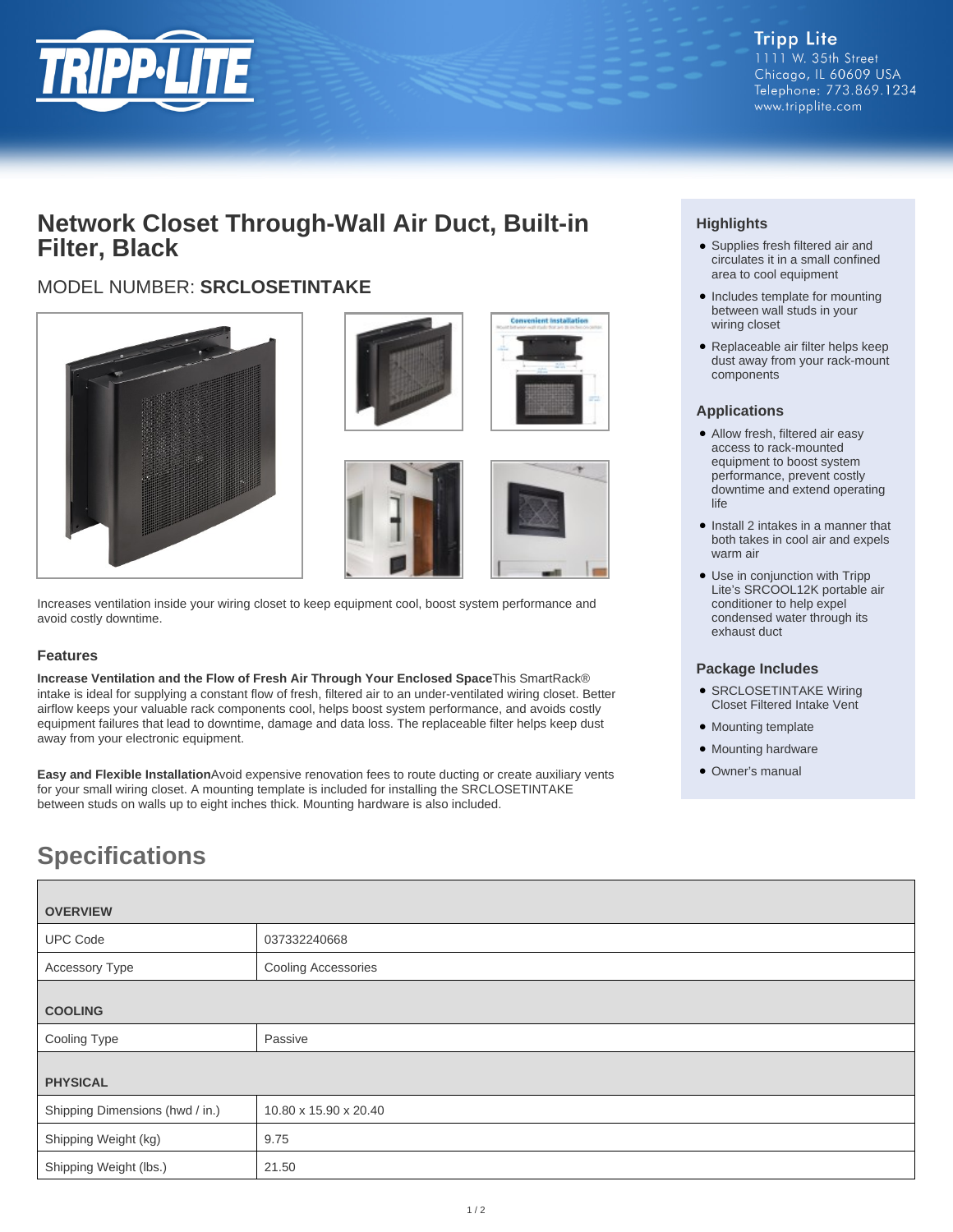Tripp Lite
1111 W. 35th Street
Chicago, IL 60609 USA
Telephone: 773.869.1234
www.tripplite.com

# Network Closet Through-Wall Air Duct, Built-in Filter, Black

## MODEL NUMBER: **SRCLOSETINTAKE**

Increases ventilation inside your wiring closet to keep equipment cool, boost system performance and avoid costly downtime.

### Features

**Increase Ventilation and the Flow of Fresh Air Through Your Enclosed Space**This SmartRack® intake is ideal for supplying a constant flow of fresh, filtered air to an under-ventilated wiring closet. Better airflow keeps your valuable rack components cool, helps boost system performance, and avoids costly equipment failures that lead to downtime, damage and data loss. The replaceable filter helps keep dust away from your electronic equipment.

**Easy and Flexible Installation**Avoid expensive renovation fees to route ducting or create auxiliary vents for your small wiring closet. A mounting template is included for installing the SRCLOSETINTAKE between studs on walls up to eight inches thick. Mounting hardware is also included.

### Highlights

- Supplies fresh filtered air and circulates it in a small confined area to cool equipment
- Includes template for mounting between wall studs in your wiring closet
- Replaceable air filter helps keep dust away from your rack-mount components

### Applications

- Allow fresh, filtered air easy access to rack-mounted equipment to boost system performance, prevent costly downtime and extend operating life
- Install 2 intakes in a manner that both takes in cool air and expels warm air
- Use in conjunction with Tripp Lite's SRCOOL12K portable air conditioner to help expel condensed water through its exhaust duct

### Package Includes

- SRCLOSETINTAKE Wiring Closet Filtered Intake Vent
- Mounting template
- Mounting hardware
- Owner's manual

## Specifications

| OVERVIEW | |
|---|---|
| UPC Code | 037332240668 |
| Accessory Type | Cooling Accessories |
| **COOLING** | |
| Cooling Type | Passive |
| **PHYSICAL** | |
| Shipping Dimensions (hwd / in.) | 10.80 x 15.90 x 20.40 |
| Shipping Weight (kg) | 9.75 |
| Shipping Weight (lbs.) | 21.50 |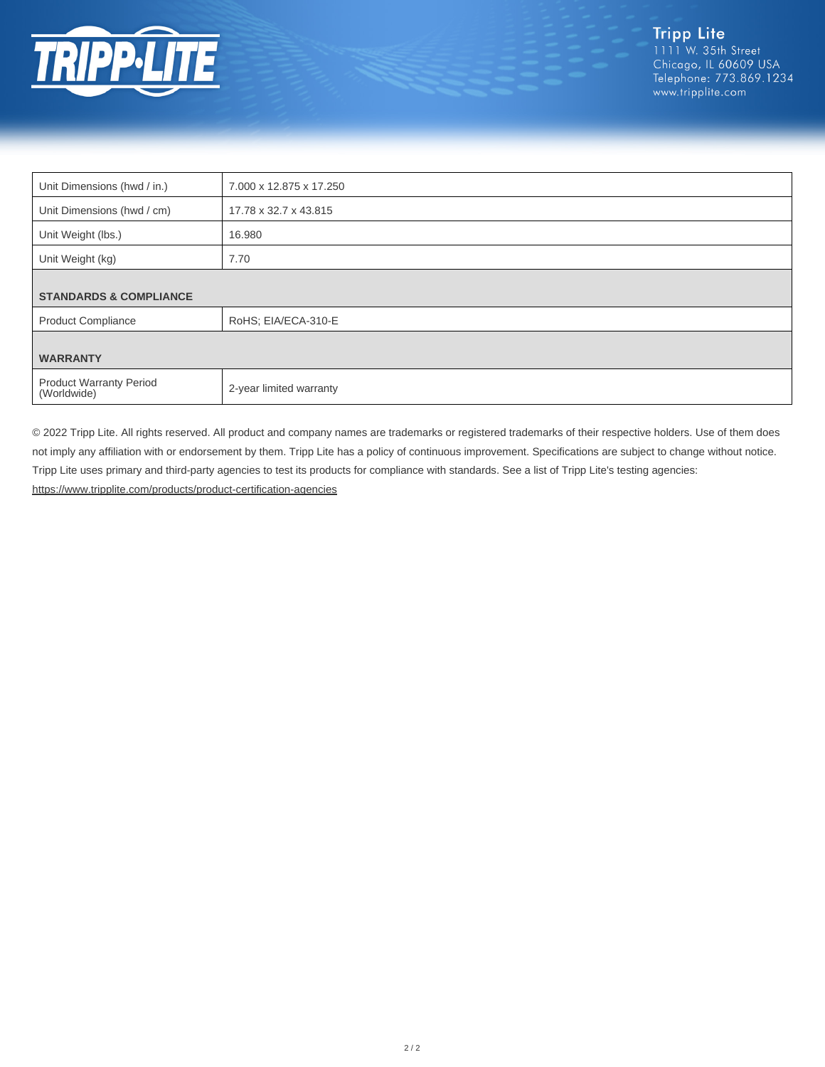| | |
|---|---|
| Unit Dimensions (hwd / in.) | 7.000 x 12.875 x 17.250 |
| Unit Dimensions (hwd / cm) | 17.78 x 32.7 x 43.815 |
| Unit Weight (lbs.) | 16.980 |
| Unit Weight (kg) | 7.70 |
| **STANDARDS & COMPLIANCE** | |
| Product Compliance | RoHS; EIA/ECA-310-E |
| **WARRANTY** | |
| Product Warranty Period (Worldwide) | 2-year limited warranty |

© 2022 Tripp Lite. All rights reserved. All product and company names are trademarks or registered trademarks of their respective holders. Use of them does not imply any affiliation with or endorsement by them. Tripp Lite has a policy of continuous improvement. Specifications are subject to change without notice. Tripp Lite uses primary and third-party agencies to test its products for compliance with standards. See a list of Tripp Lite's testing agencies: https://www.tripplite.com/products/product-certification-agencies